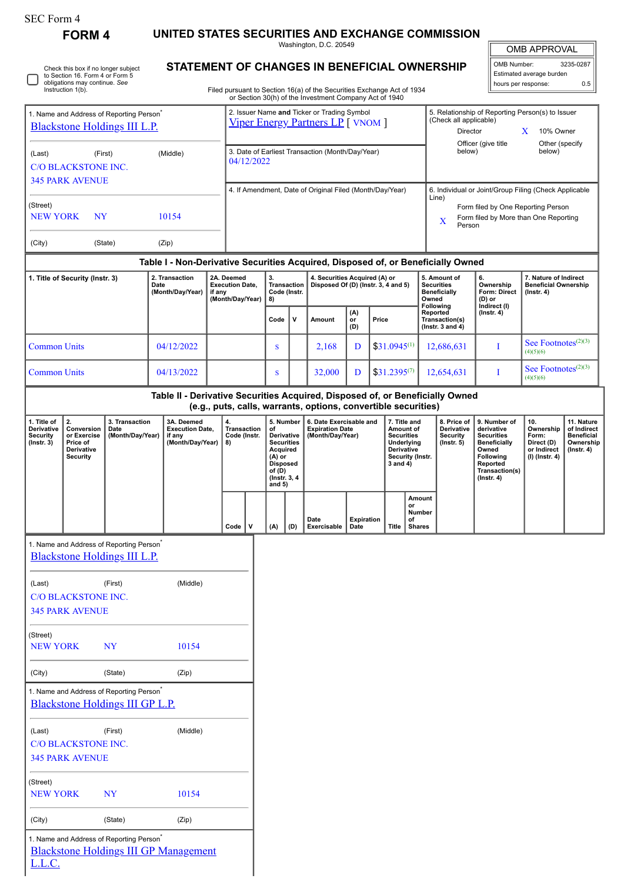SEC Form 4

**FORM 4**

# UNITED STATES SECURITIES AND EXCHANGE COMMISSION

Washington, D.C. 20549

## STATEMENT OF CHANGES IN BENEFICIAL OWNERSHIP

Filed pursuant to Section 16(a) of the Securities Exchange Act of 1934 or Section 30(h) of the Investment Company Act of 1940

| OMB APPROVAL | |
|---|---|
| OMB Number: | 3235-0287 |
| Estimated average burden | |
| hours per response: | 0.5 |

☐ Check this box if no longer subject to Section 16. Form 4 or Form 5 obligations may continue. *See* Instruction 1(b).

| 1. Name and Address of Reporting Person* | 2. Issuer Name **and** Ticker or Trading Symbol | 5. Relationship of Reporting Person(s) to Issuer (Check all applicable) |
|---|---|---|
| Blackstone Holdings III L.P. | Viper Energy Partners LP [ VNOM ] | Director; X 10% Owner; Officer (give title below); Other (specify below) |
| (Last) (First) (Middle) C/O BLACKSTONE INC. 345 PARK AVENUE | 3. Date of Earliest Transaction (Month/Day/Year) 04/12/2022 | |
| (Street) NEW YORK NY 10154 | 4. If Amendment, Date of Original Filed (Month/Day/Year) | 6. Individual or Joint/Group Filing (Check Applicable Line): Form filed by One Reporting Person; X Form filed by More than One Reporting Person |
| (City) (State) (Zip) | | |

### Table I - Non-Derivative Securities Acquired, Disposed of, or Beneficially Owned

| 1. Title of Security (Instr. 3) | 2. Transaction Date (Month/Day/Year) | 2A. Deemed Execution Date, if any (Month/Day/Year) | 3. Transaction Code (Instr. 8) | | 4. Securities Acquired (A) or Disposed Of (D) (Instr. 3, 4 and 5) | | | 5. Amount of Securities Beneficially Owned Following Reported Transaction(s) (Instr. 3 and 4) | 6. Ownership Form: Direct (D) or Indirect (I) (Instr. 4) | 7. Nature of Indirect Beneficial Ownership (Instr. 4) |
|---|---|---|---|---|---|---|---|---|---|---|
| | | | Code | V | Amount | (A) or (D) | Price | | | |
| Common Units | 04/12/2022 | | S | | 2,168 | D | $31.0945[1] | 12,686,631 | I | See Footnotes[2][3][4][5][6] |
| Common Units | 04/13/2022 | | S | | 32,000 | D | $31.2395[7] | 12,654,631 | I | See Footnotes[2][3][4][5][6] |

### Table II - Derivative Securities Acquired, Disposed of, or Beneficially Owned (e.g., puts, calls, warrants, options, convertible securities)

| 1. Title of Derivative Security (Instr. 3) | 2. Conversion or Exercise Price of Derivative Security | 3. Transaction Date (Month/Day/Year) | 3A. Deemed Execution Date, if any (Month/Day/Year) | 4. Transaction Code (Instr. 8) | | 5. Number of Derivative Securities Acquired (A) or Disposed of (D) (Instr. 3, 4 and 5) | | 6. Date Exercisable and Expiration Date (Month/Day/Year) | | 7. Title and Amount of Securities Underlying Derivative Security (Instr. 3 and 4) | | 8. Price of Derivative Security (Instr. 5) | 9. Number of derivative Securities Beneficially Owned Following Reported Transaction(s) (Instr. 4) | 10. Ownership Form: Direct (D) or Indirect (I) (Instr. 4) | 11. Nature of Indirect Beneficial Ownership (Instr. 4) |
|---|---|---|---|---|---|---|---|---|---|---|---|---|---|---|---|
| | | | | Code | V | (A) | (D) | Date Exercisable | Expiration Date | Title | Amount or Number of Shares | | | | |

| 1. Name and Address of Reporting Person* |
|---|
| Blackstone Holdings III L.P. |
| (Last) (First) (Middle) |
| C/O BLACKSTONE INC. |
| 345 PARK AVENUE |
| (Street) NEW YORK NY 10154 |
| (City) (State) (Zip) |

| 1. Name and Address of Reporting Person* |
|---|
| Blackstone Holdings III GP L.P. |
| (Last) (First) (Middle) |
| C/O BLACKSTONE INC. |
| 345 PARK AVENUE |
| (Street) NEW YORK NY 10154 |
| (City) (State) (Zip) |

| 1. Name and Address of Reporting Person* |
|---|
| Blackstone Holdings III GP Management L.L.C. |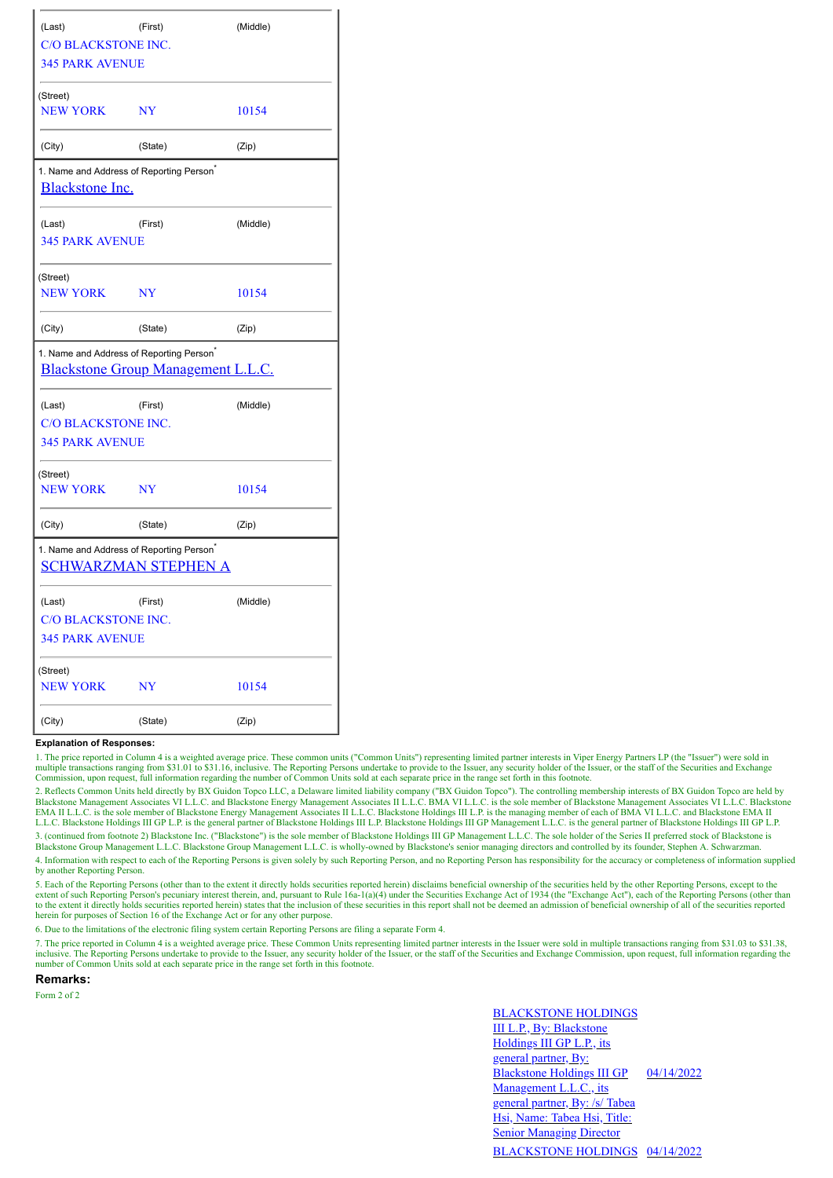| (Last) | (First) | (Middle) |
|---|---|---|
| C/O BLACKSTONE INC. | | |
| 345 PARK AVENUE | | |
| (Street) | | |
| NEW YORK | NY | 10154 |
| (City) | (State) | (Zip) |

1. Name and Address of Reporting Person*

[Blackstone Inc.]

| (Last) | (First) | (Middle) |
|---|---|---|
| 345 PARK AVENUE | | |
| (Street) | | |
| NEW YORK | NY | 10154 |
| (City) | (State) | (Zip) |

1. Name and Address of Reporting Person*

[Blackstone Group Management L.L.C.]

| (Last) | (First) | (Middle) |
|---|---|---|
| C/O BLACKSTONE INC. | | |
| 345 PARK AVENUE | | |
| (Street) | | |
| NEW YORK | NY | 10154 |
| (City) | (State) | (Zip) |

1. Name and Address of Reporting Person*

[SCHWARZMAN STEPHEN A]

| (Last) | (First) | (Middle) |
|---|---|---|
| C/O BLACKSTONE INC. | | |
| 345 PARK AVENUE | | |
| (Street) | | |
| NEW YORK | NY | 10154 |
| (City) | (State) | (Zip) |

**Explanation of Responses:**

1. The price reported in Column 4 is a weighted average price. These common units ("Common Units") representing limited partner interests in Viper Energy Partners LP (the "Issuer") were sold in multiple transactions ranging from $31.01 to $31.16, inclusive. The Reporting Persons undertake to provide to the Issuer, any security holder of the Issuer, or the staff of the Securities and Exchange Commission, upon request, full information regarding the number of Common Units sold at each separate price in the range set forth in this footnote.

2. Reflects Common Units held directly by BX Guidon Topco LLC, a Delaware limited liability company ("BX Guidon Topco"). The controlling membership interests of BX Guidon Topco are held by Blackstone Management Associates VI L.L.C. and Blackstone Energy Management Associates II L.L.C. BMA VI L.L.C. is the sole member of Blackstone Management Associates VI L.L.C. Blackstone EMA II L.L.C. is the sole member of Blackstone Energy Management Associates II L.L.C. Blackstone Holdings III L.P. is the managing member of each of BMA VI L.L.C. and Blackstone EMA II L.L.C. Blackstone Holdings III GP L.P. is the general partner of Blackstone Holdings III L.P. Blackstone Holdings III GP Management L.L.C. is the general partner of Blackstone Holdings III GP L.P.

3. (continued from footnote 2) Blackstone Inc. ("Blackstone") is the sole member of Blackstone Holdings III GP Management L.L.C. The sole holder of the Series II preferred stock of Blackstone is Blackstone Group Management L.L.C. Blackstone Group Management L.L.C. is wholly-owned by Blackstone's senior managing directors and controlled by its founder, Stephen A. Schwarzman.

4. Information with respect to each of the Reporting Persons is given solely by such Reporting Person, and no Reporting Person has responsibility for the accuracy or completeness of information supplied by another Reporting Person.

5. Each of the Reporting Persons (other than to the extent it directly holds securities reported herein) disclaims beneficial ownership of the securities held by the other Reporting Persons, except to the extent of such Reporting Person's pecuniary interest therein, and, pursuant to Rule 16a-1(a)(4) under the Securities Exchange Act of 1934 (the "Exchange Act"), each of the Reporting Persons (other than to the extent it directly holds securities reported herein) states that the inclusion of these securities in this report shall not be deemed an admission of beneficial ownership of all of the securities reported herein for purposes of Section 16 of the Exchange Act or for any other purpose.

6. Due to the limitations of the electronic filing system certain Reporting Persons are filing a separate Form 4.

7. The price reported in Column 4 is a weighted average price. These Common Units representing limited partner interests in the Issuer were sold in multiple transactions ranging from $31.03 to $31.38, inclusive. The Reporting Persons undertake to provide to the Issuer, any security holder of the Issuer, or the staff of the Securities and Exchange Commission, upon request, full information regarding the number of Common Units sold at each separate price in the range set forth in this footnote.

## Remarks:

Form 2 of 2

| | |
|---|---|
| BLACKSTONE HOLDINGS III L.P., By: Blackstone Holdings III GP L.P., its general partner, By: Blackstone Holdings III GP Management L.L.C., its general partner, By: /s/ Tabea Hsi, Name: Tabea Hsi, Title: Senior Managing Director | 04/14/2022 |
| BLACKSTONE HOLDINGS | 04/14/2022 |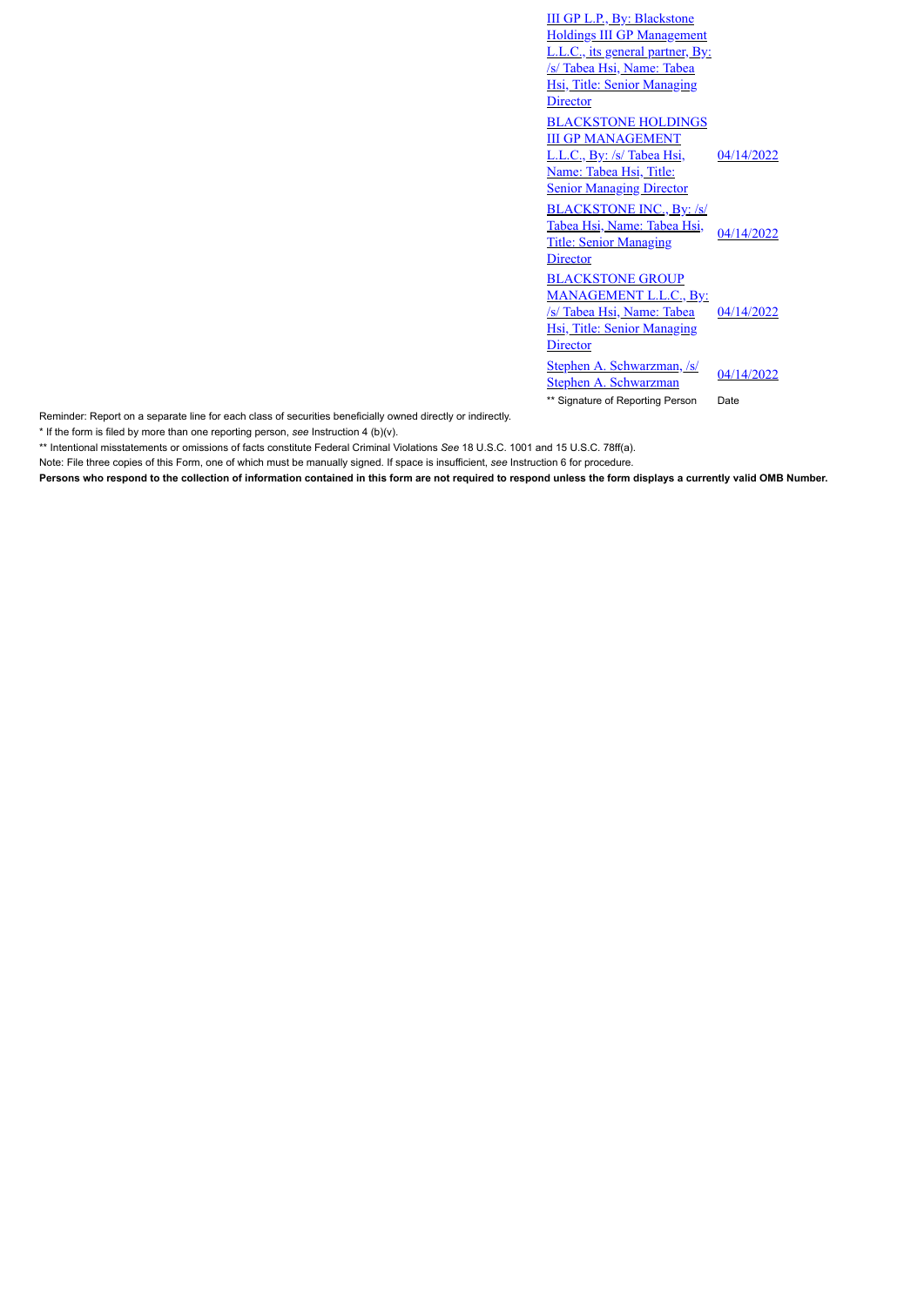| | |
|---|---|
| III GP L.P., By: Blackstone Holdings III GP Management L.L.C., its general partner, By: /s/ Tabea Hsi, Name: Tabea Hsi, Title: Senior Managing Director | |
| BLACKSTONE HOLDINGS III GP MANAGEMENT L.L.C., By: /s/ Tabea Hsi, Name: Tabea Hsi, Title: Senior Managing Director | 04/14/2022 |
| BLACKSTONE INC., By: /s/ Tabea Hsi, Name: Tabea Hsi, Title: Senior Managing Director | 04/14/2022 |
| BLACKSTONE GROUP MANAGEMENT L.L.C., By: /s/ Tabea Hsi, Name: Tabea Hsi, Title: Senior Managing Director | 04/14/2022 |
| Stephen A. Schwarzman, /s/ Stephen A. Schwarzman | 04/14/2022 |
| ** Signature of Reporting Person | Date |

Reminder: Report on a separate line for each class of securities beneficially owned directly or indirectly.

* If the form is filed by more than one reporting person, *see* Instruction 4 (b)(v).

** Intentional misstatements or omissions of facts constitute Federal Criminal Violations *See* 18 U.S.C. 1001 and 15 U.S.C. 78ff(a).

Note: File three copies of this Form, one of which must be manually signed. If space is insufficient, *see* Instruction 6 for procedure.

**Persons who respond to the collection of information contained in this form are not required to respond unless the form displays a currently valid OMB Number.**